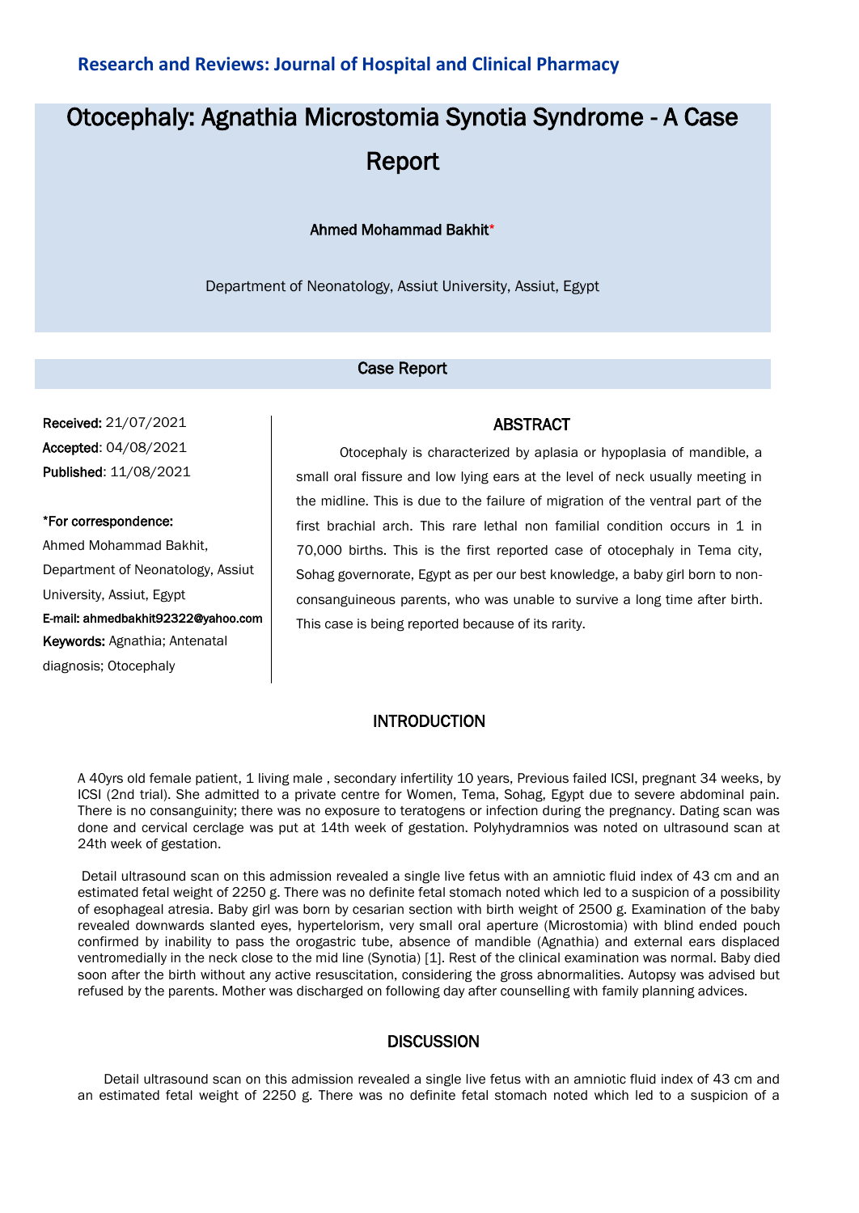**Research and Reviews: Journal of Hospital and Clinical Pharmacy**

# Otocephaly: Agnathia Microstomia Synotia Syndrome - A Case Report

**Ahmed Mohammad Bakhit***

Department of Neonatology, Assiut University, Assiut, Egypt

## Case Report

**Received:** 21/07/2021
**Accepted**: 04/08/2021
**Published**: 11/08/2021

***For correspondence:**
Ahmed Mohammad Bakhit, Department of Neonatology, Assiut University, Assiut, Egypt
**E-mail: ahmedbakhit92322@yahoo.com**

**Keywords:** Agnathia; Antenatal diagnosis; Otocephaly

## ABSTRACT

Otocephaly is characterized by aplasia or hypoplasia of mandible, a small oral fissure and low lying ears at the level of neck usually meeting in the midline. This is due to the failure of migration of the ventral part of the first brachial arch. This rare lethal non familial condition occurs in 1 in 70,000 births. This is the first reported case of otocephaly in Tema city, Sohag governorate, Egypt as per our best knowledge, a baby girl born to non-consanguineous parents, who was unable to survive a long time after birth. This case is being reported because of its rarity.

## INTRODUCTION

A 40yrs old female patient, 1 living male , secondary infertility 10 years, Previous failed ICSI, pregnant 34 weeks, by ICSI (2nd trial). She admitted to a private centre for Women, Tema, Sohag, Egypt due to severe abdominal pain. There is no consanguinity; there was no exposure to teratogens or infection during the pregnancy. Dating scan was done and cervical cerclage was put at 14th week of gestation. Polyhydramnios was noted on ultrasound scan at 24th week of gestation.

Detail ultrasound scan on this admission revealed a single live fetus with an amniotic fluid index of 43 cm and an estimated fetal weight of 2250 g. There was no definite fetal stomach noted which led to a suspicion of a possibility of esophageal atresia. Baby girl was born by cesarian section with birth weight of 2500 g. Examination of the baby revealed downwards slanted eyes, hypertelorism, very small oral aperture (Microstomia) with blind ended pouch confirmed by inability to pass the orogastric tube, absence of mandible (Agnathia) and external ears displaced ventromedially in the neck close to the mid line (Synotia) [1]. Rest of the clinical examination was normal. Baby died soon after the birth without any active resuscitation, considering the gross abnormalities. Autopsy was advised but refused by the parents. Mother was discharged on following day after counselling with family planning advices.

## DISCUSSION

Detail ultrasound scan on this admission revealed a single live fetus with an amniotic fluid index of 43 cm and an estimated fetal weight of 2250 g. There was no definite fetal stomach noted which led to a suspicion of a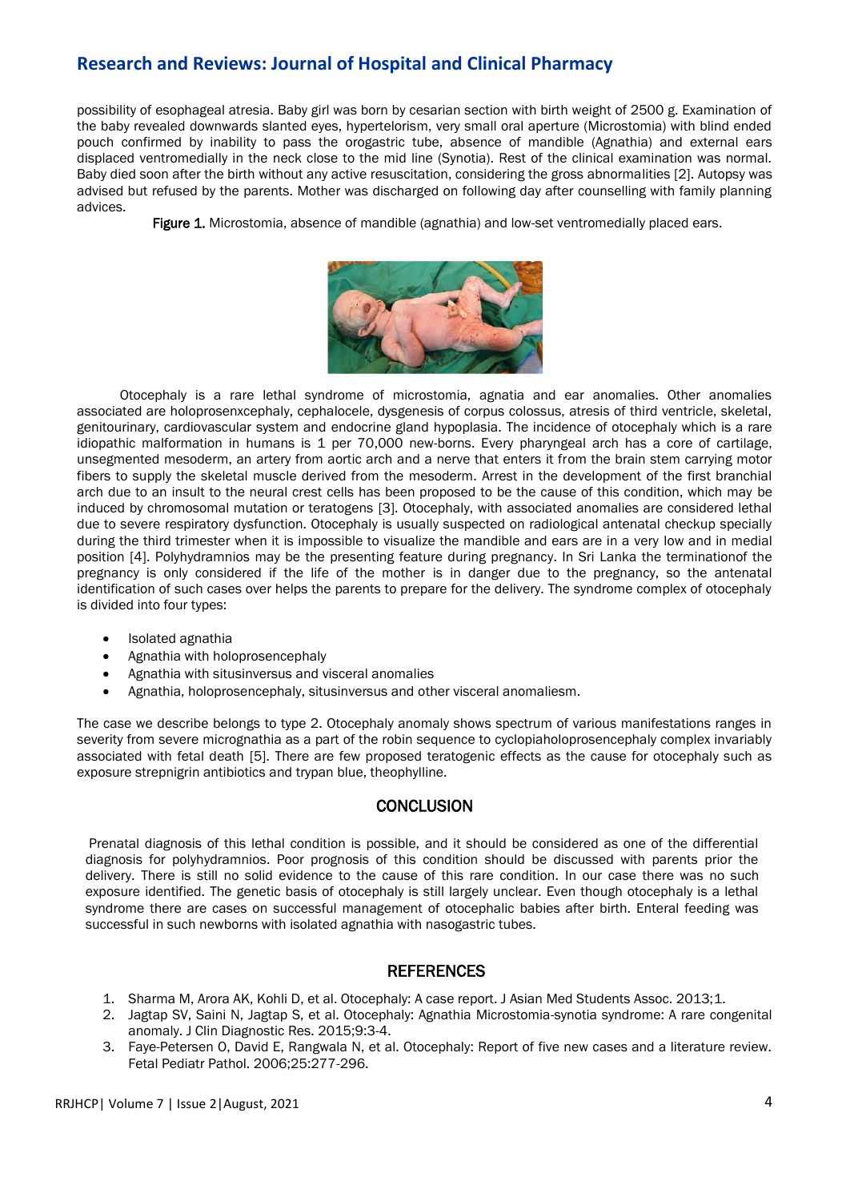possibility of esophageal atresia. Baby girl was born by cesarian section with birth weight of 2500 g. Examination of the baby revealed downwards slanted eyes, hypertelorism, very small oral aperture (Microstomia) with blind ended pouch confirmed by inability to pass the orogastric tube, absence of mandible (Agnathia) and external ears displaced ventromedially in the neck close to the mid line (Synotia). Rest of the clinical examination was normal. Baby died soon after the birth without any active resuscitation, considering the gross abnormalities [2]. Autopsy was advised but refused by the parents. Mother was discharged on following day after counselling with family planning advices.

**Figure 1.** Microstomia, absence of mandible (agnathia) and low-set ventromedially placed ears.

Otocephaly is a rare lethal syndrome of microstomia, agnatia and ear anomalies. Other anomalies associated are holoprosenxcephaly, cephalocele, dysgenesis of corpus colossus, atresis of third ventricle, skeletal, genitourinary, cardiovascular system and endocrine gland hypoplasia. The incidence of otocephaly which is a rare idiopathic malformation in humans is 1 per 70,000 new-borns. Every pharyngeal arch has a core of cartilage, unsegmented mesoderm, an artery from aortic arch and a nerve that enters it from the brain stem carrying motor fibers to supply the skeletal muscle derived from the mesoderm. Arrest in the development of the first branchial arch due to an insult to the neural crest cells has been proposed to be the cause of this condition, which may be induced by chromosomal mutation or teratogens [3]. Otocephaly, with associated anomalies are considered lethal due to severe respiratory dysfunction. Otocephaly is usually suspected on radiological antenatal checkup specially during the third trimester when it is impossible to visualize the mandible and ears are in a very low and in medial position [4]. Polyhydramnios may be the presenting feature during pregnancy. In Sri Lanka the terminationof the pregnancy is only considered if the life of the mother is in danger due to the pregnancy, so the antenatal identification of such cases over helps the parents to prepare for the delivery. The syndrome complex of otocephaly is divided into four types:

- Isolated agnathia
- Agnathia with holoprosencephaly
- Agnathia with situsinversus and visceral anomalies
- Agnathia, holoprosencephaly, situsinversus and other visceral anomaliesm.

The case we describe belongs to type 2. Otocephaly anomaly shows spectrum of various manifestations ranges in severity from severe micrognathia as a part of the robin sequence to cyclopiaholoprosencephaly complex invariably associated with fetal death [5]. There are few proposed teratogenic effects as the cause for otocephaly such as exposure strepnigrin antibiotics and trypan blue, theophylline.

## CONCLUSION

Prenatal diagnosis of this lethal condition is possible, and it should be considered as one of the differential diagnosis for polyhydramnios. Poor prognosis of this condition should be discussed with parents prior the delivery. There is still no solid evidence to the cause of this rare condition. In our case there was no such exposure identified. The genetic basis of otocephaly is still largely unclear. Even though otocephaly is a lethal syndrome there are cases on successful management of otocephalic babies after birth. Enteral feeding was successful in such newborns with isolated agnathia with nasogastric tubes.

## REFERENCES

1. Sharma M, Arora AK, Kohli D, et al. Otocephaly: A case report. J Asian Med Students Assoc. 2013;1.
2. Jagtap SV, Saini N, Jagtap S, et al. Otocephaly: Agnathia Microstomia-synotia syndrome: A rare congenital anomaly. J Clin Diagnostic Res. 2015;9:3-4.
3. Faye-Petersen O, David E, Rangwala N, et al. Otocephaly: Report of five new cases and a literature review. Fetal Pediatr Pathol. 2006;25:277-296.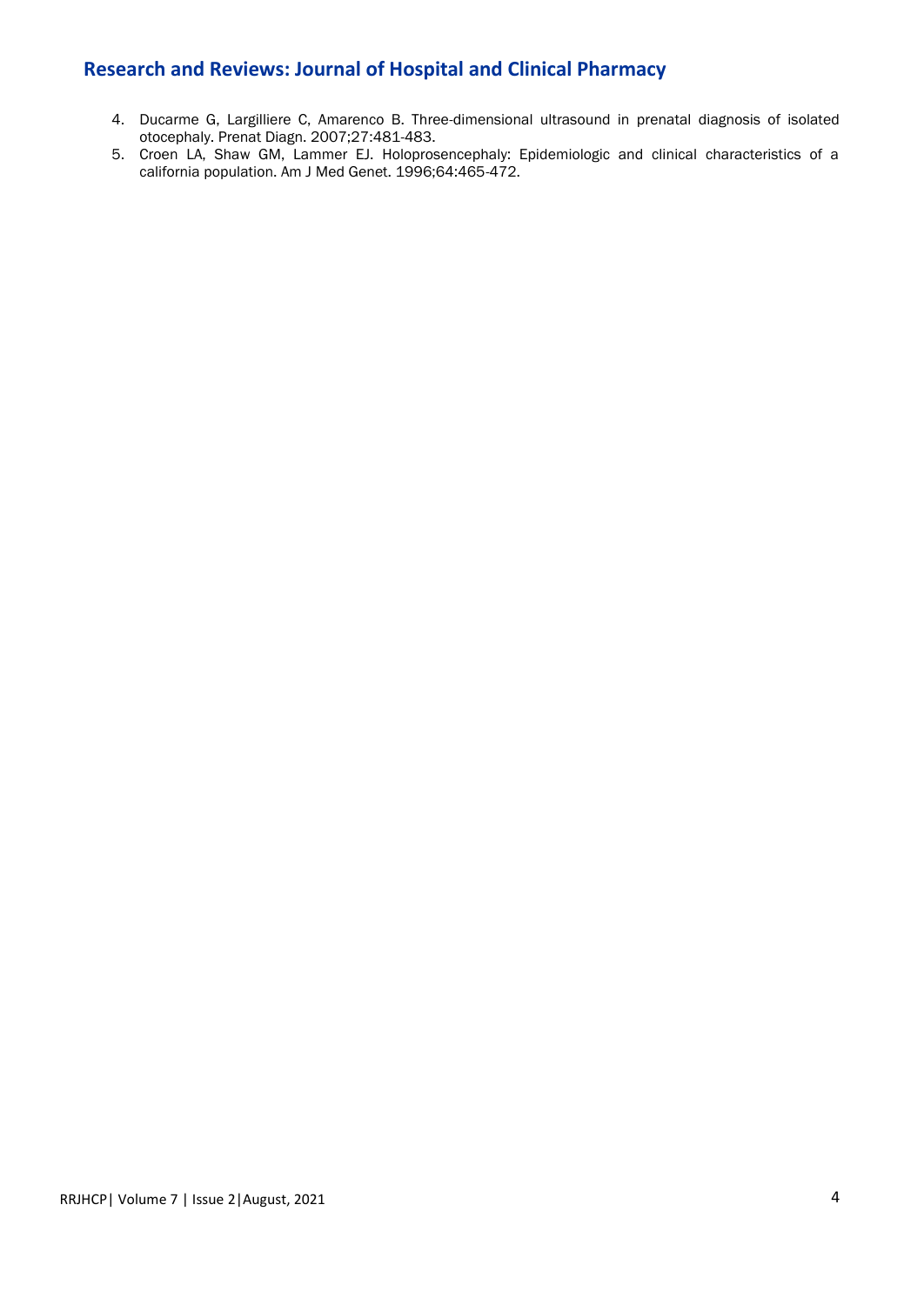4. Ducarme G, Largilliere C, Amarenco B. Three-dimensional ultrasound in prenatal diagnosis of isolated otocephaly. Prenat Diagn. 2007;27:481-483.
5. Croen LA, Shaw GM, Lammer EJ. Holoprosencephaly: Epidemiologic and clinical characteristics of a california population. Am J Med Genet. 1996;64:465-472.